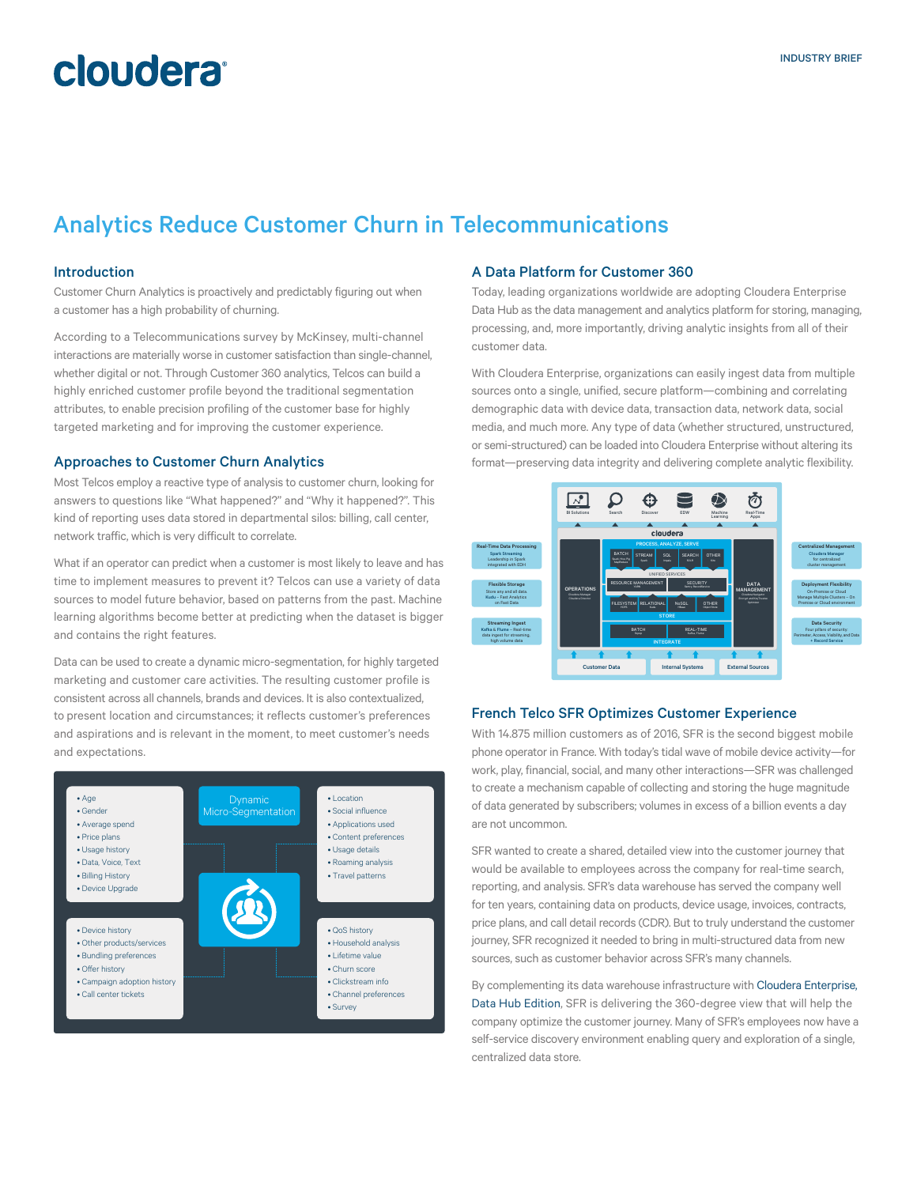# Analytics Reduce Customer Churn in Telecommunications

## Introduction

Customer Churn Analytics is proactively and predictably figuring out when a customer has a high probability of churning.

According to a Telecommunications survey by McKinsey, multi-channel interactions are materially worse in customer satisfaction than single-channel, whether digital or not. Through Customer 360 analytics, Telcos can build a highly enriched customer profile beyond the traditional segmentation attributes, to enable precision profiling of the customer base for highly targeted marketing and for improving the customer experience.

## Approaches to Customer Churn Analytics

Most Telcos employ a reactive type of analysis to customer churn, looking for answers to questions like "What happened?" and "Why it happened?". This kind of reporting uses data stored in departmental silos: billing, call center, network traffic, which is very difficult to correlate.

What if an operator can predict when a customer is most likely to leave and has time to implement measures to prevent it? Telcos can use a variety of data sources to model future behavior, based on patterns from the past. Machine learning algorithms become better at predicting when the dataset is bigger and contains the right features.

Data can be used to create a dynamic micro-segmentation, for highly targeted marketing and customer care activities. The resulting customer profile is consistent across all channels, brands and devices. It is also contextualized, to present location and circumstances; it reflects customer's preferences and aspirations and is relevant in the moment, to meet customer's needs and expectations.

**Dynamic Micro-Segmentation**

- Age
- Gender
- Average spend
- Price plans
- Usage history
- Data, Voice, Text
- Billing History
- Device Upgrade

- Location
- Social influence
- Applications used
- Content preferences
- Usage details
- Roaming analysis
- Travel patterns

- Device history
- Other products/services
- Bundling preferences
- Offer history
- Campaign adoption history
- Call center tickets

- QoS history
- Household analysis
- Lifetime value
- Churn score
- Clickstream info
- Channel preferences
- Survey

## A Data Platform for Customer 360

Today, leading organizations worldwide are adopting Cloudera Enterprise Data Hub as the data management and analytics platform for storing, managing, processing, and, more importantly, driving analytic insights from all of their customer data.

With Cloudera Enterprise, organizations can easily ingest data from multiple sources onto a single, unified, secure platform—combining and correlating demographic data with device data, transaction data, network data, social media, and much more. Any type of data (whether structured, unstructured, or semi-structured) can be loaded into Cloudera Enterprise without altering its format—preserving data integrity and delivering complete analytic flexibility.

## French Telco SFR Optimizes Customer Experience

With 14.875 million customers as of 2016, SFR is the second biggest mobile phone operator in France. With today's tidal wave of mobile device activity—for work, play, financial, social, and many other interactions—SFR was challenged to create a mechanism capable of collecting and storing the huge magnitude of data generated by subscribers; volumes in excess of a billion events a day are not uncommon.

SFR wanted to create a shared, detailed view into the customer journey that would be available to employees across the company for real-time search, reporting, and analysis. SFR's data warehouse has served the company well for ten years, containing data on products, device usage, invoices, contracts, price plans, and call detail records (CDR). But to truly understand the customer journey, SFR recognized it needed to bring in multi-structured data from new sources, such as customer behavior across SFR's many channels.

By complementing its data warehouse infrastructure with Cloudera Enterprise, Data Hub Edition, SFR is delivering the 360-degree view that will help the company optimize the customer journey. Many of SFR's employees now have a self-service discovery environment enabling query and exploration of a single, centralized data store.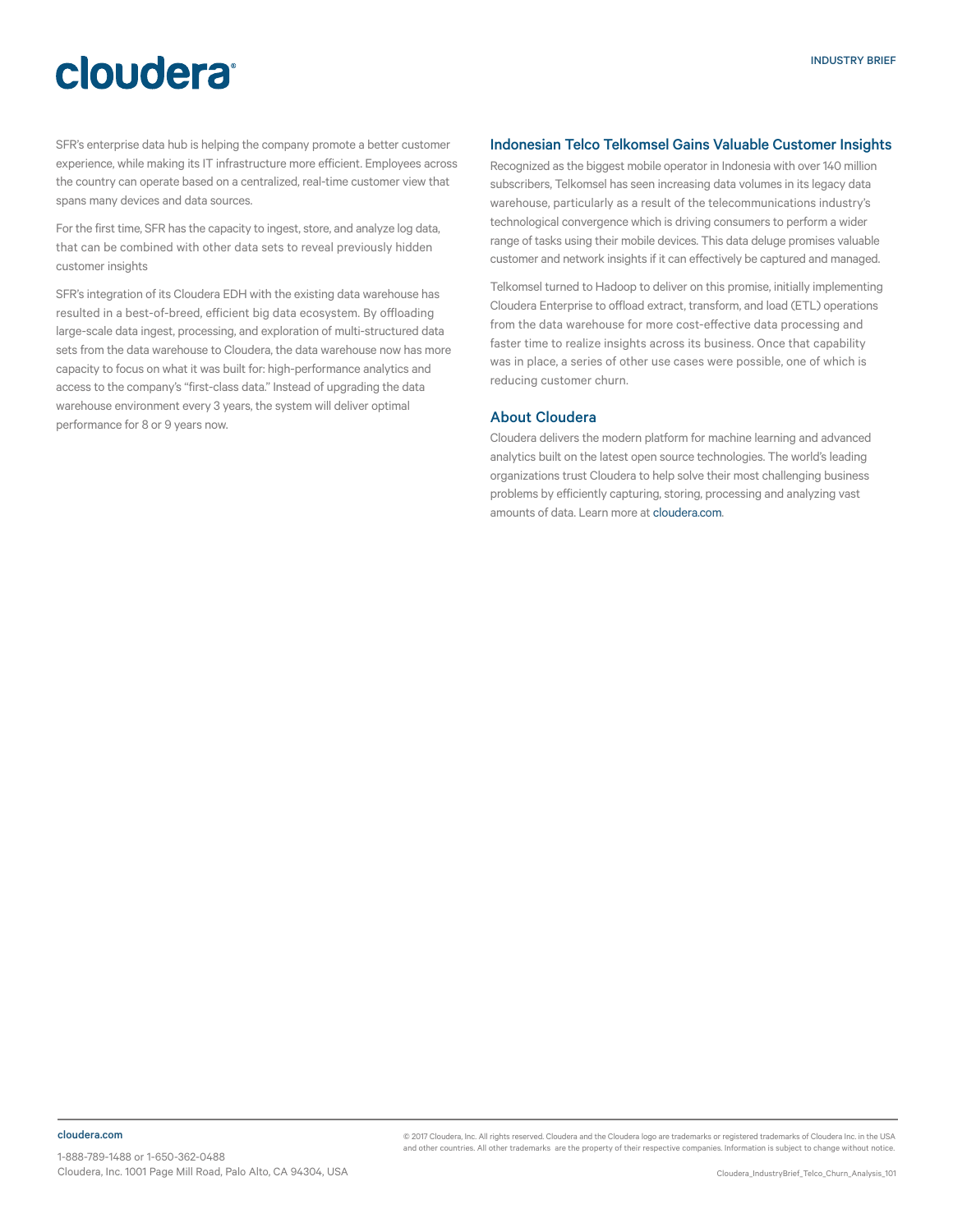SFR's enterprise data hub is helping the company promote a better customer experience, while making its IT infrastructure more efficient. Employees across the country can operate based on a centralized, real-time customer view that spans many devices and data sources.

For the first time, SFR has the capacity to ingest, store, and analyze log data, that can be combined with other data sets to reveal previously hidden customer insights

SFR's integration of its Cloudera EDH with the existing data warehouse has resulted in a best-of-breed, efficient big data ecosystem. By offloading large-scale data ingest, processing, and exploration of multi-structured data sets from the data warehouse to Cloudera, the data warehouse now has more capacity to focus on what it was built for: high-performance analytics and access to the company's "first-class data." Instead of upgrading the data warehouse environment every 3 years, the system will deliver optimal performance for 8 or 9 years now.

## Indonesian Telco Telkomsel Gains Valuable Customer Insights

Recognized as the biggest mobile operator in Indonesia with over 140 million subscribers, Telkomsel has seen increasing data volumes in its legacy data warehouse, particularly as a result of the telecommunications industry's technological convergence which is driving consumers to perform a wider range of tasks using their mobile devices. This data deluge promises valuable customer and network insights if it can effectively be captured and managed.

Telkomsel turned to Hadoop to deliver on this promise, initially implementing Cloudera Enterprise to offload extract, transform, and load (ETL) operations from the data warehouse for more cost-effective data processing and faster time to realize insights across its business. Once that capability was in place, a series of other use cases were possible, one of which is reducing customer churn.

## About Cloudera

Cloudera delivers the modern platform for machine learning and advanced analytics built on the latest open source technologies. The world's leading organizations trust Cloudera to help solve their most challenging business problems by efficiently capturing, storing, processing and analyzing vast amounts of data. Learn more at cloudera.com.

cloudera.com

1-888-789-1488 or 1-650-362-0488
Cloudera, Inc. 1001 Page Mill Road, Palo Alto, CA 94304, USA

© 2017 Cloudera, Inc. All rights reserved. Cloudera and the Cloudera logo are trademarks or registered trademarks of Cloudera Inc. in the USA and other countries. All other trademarks are the property of their respective companies. Information is subject to change without notice.

Cloudera_IndustryBrief_Telco_Churn_Analysis_101